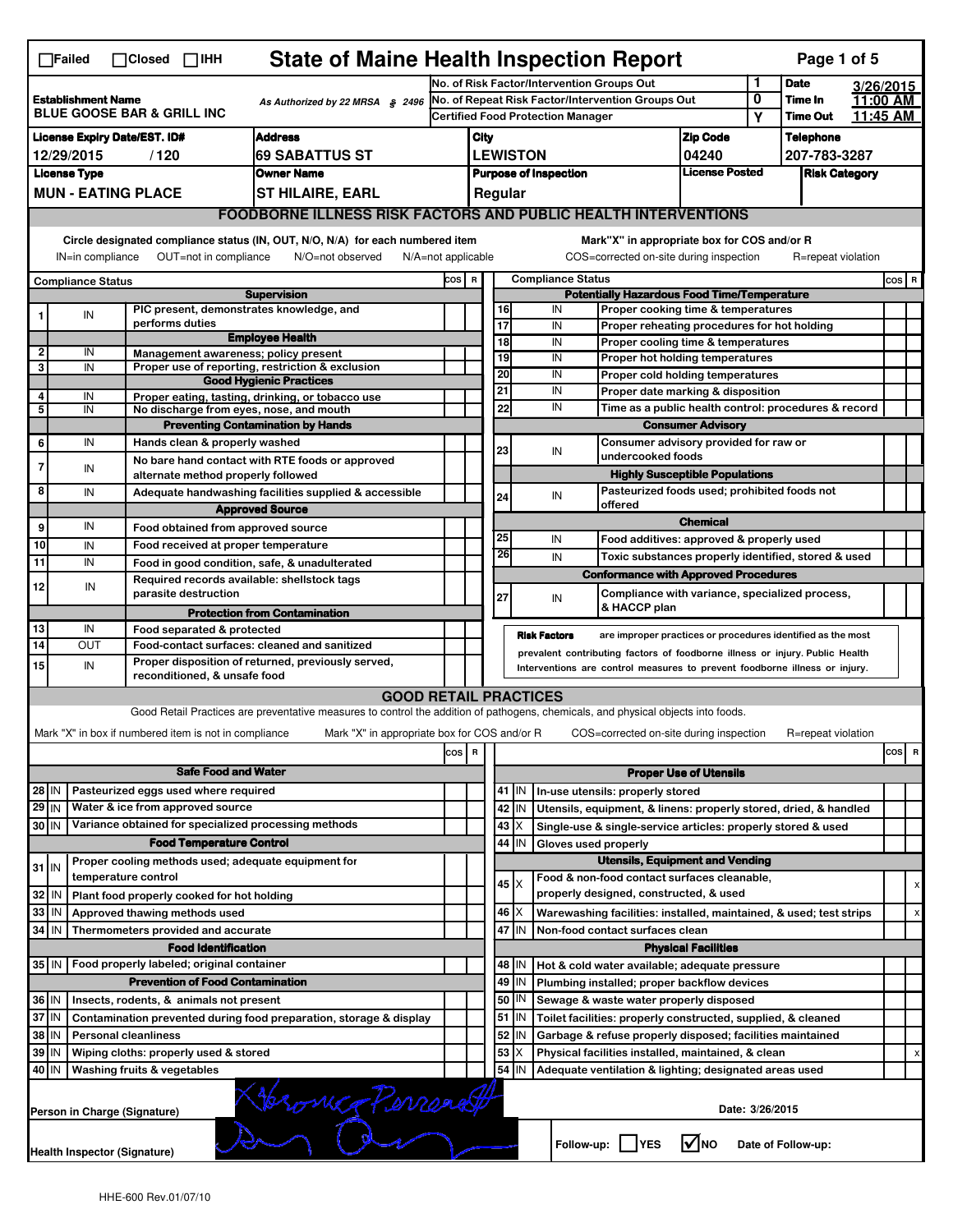☐Failed ☐Closed ☐IHH

# State of Maine Health Inspection Report

| Establishment Name | As Authorized by 22 MRSA § 2496 | No. of Risk Factor/Intervention Groups Out | 1 | Date | 3/26/2015 |
|---|---|---|---|---|---|
| BLUE GOOSE BAR & GRILL INC | | No. of Repeat Risk Factor/Intervention Groups Out | 0 | Time In | 11:00 AM |
| | | Certified Food Protection Manager | Y | Time Out | 11:45 AM |

| License Expiry Date/EST. ID# | Address | City | Zip Code | Telephone |
|---|---|---|---|---|
| 12/29/2015 / 120 | 69 SABATTUS ST | LEWISTON | 04240 | 207-783-3287 |

| License Type | Owner Name | Purpose of Inspection | License Posted | Risk Category |
|---|---|---|---|---|
| MUN - EATING PLACE | ST HILAIRE, EARL | Regular | | |

## FOODBORNE ILLNESS RISK FACTORS AND PUBLIC HEALTH INTERVENTIONS

Circle designated compliance status (IN, OUT, N/O, N/A) for each numbered item
IN=in compliance OUT=not in compliance N/O=not observed N/A=not applicable

Mark"X" in appropriate box for COS and/or R
COS=corrected on-site during inspection R=repeat violation

| # | Compliance Status | Item | COS | R |
|---|---|---|---|---|
| | | **Supervision** | | |
| 1 | IN | PIC present, demonstrates knowledge, and performs duties | | |
| | | **Employee Health** | | |
| 2 | IN | Management awareness; policy present | | |
| 3 | IN | Proper use of reporting, restriction & exclusion | | |
| | | **Good Hygienic Practices** | | |
| 4 | IN | Proper eating, tasting, drinking, or tobacco use | | |
| 5 | IN | No discharge from eyes, nose, and mouth | | |
| | | **Preventing Contamination by Hands** | | |
| 6 | IN | Hands clean & properly washed | | |
| 7 | IN | No bare hand contact with RTE foods or approved alternate method properly followed | | |
| 8 | IN | Adequate handwashing facilities supplied & accessible | | |
| | | **Approved Source** | | |
| 9 | IN | Food obtained from approved source | | |
| 10 | IN | Food received at proper temperature | | |
| 11 | IN | Food in good condition, safe, & unadulterated | | |
| 12 | IN | Required records available: shellstock tags parasite destruction | | |
| | | **Protection from Contamination** | | |
| 13 | IN | Food separated & protected | | |
| 14 | OUT | Food-contact surfaces: cleaned and sanitized | | |
| 15 | IN | Proper disposition of returned, previously served, reconditioned, & unsafe food | | |
| | | **Potentially Hazardous Food Time/Temperature** | | |
| 16 | IN | Proper cooking time & temperatures | | |
| 17 | IN | Proper reheating procedures for hot holding | | |
| 18 | IN | Proper cooling time & temperatures | | |
| 19 | IN | Proper hot holding temperatures | | |
| 20 | IN | Proper cold holding temperatures | | |
| 21 | IN | Proper date marking & disposition | | |
| 22 | IN | Time as a public health control: procedures & record | | |
| | | **Consumer Advisory** | | |
| 23 | IN | Consumer advisory provided for raw or undercooked foods | | |
| | | **Highly Susceptible Populations** | | |
| 24 | IN | Pasteurized foods used; prohibited foods not offered | | |
| | | **Chemical** | | |
| 25 | IN | Food additives: approved & properly used | | |
| 26 | IN | Toxic substances properly identified, stored & used | | |
| | | **Conformance with Approved Procedures** | | |
| 27 | IN | Compliance with variance, specialized process, & HACCP plan | | |

**Risk Factors** are improper practices or procedures identified as the most prevalent contributing factors of foodborne illness or injury. Public Health Interventions are control measures to prevent foodborne illness or injury.

## GOOD RETAIL PRACTICES

Good Retail Practices are preventative measures to control the addition of pathogens, chemicals, and physical objects into foods.

Mark "X" in box if numbered item is not in compliance Mark "X" in appropriate box for COS and/or R COS=corrected on-site during inspection R=repeat violation

| # | Status | Item | COS | R |
|---|---|---|---|---|
| | | **Safe Food and Water** | | |
| 28 | IN | Pasteurized eggs used where required | | |
| 29 | IN | Water & ice from approved source | | |
| 30 | IN | Variance obtained for specialized processing methods | | |
| | | **Food Temperature Control** | | |
| 31 | IN | Proper cooling methods used; adequate equipment for temperature control | | |
| 32 | IN | Plant food properly cooked for hot holding | | |
| 33 | IN | Approved thawing methods used | | |
| 34 | IN | Thermometers provided and accurate | | |
| | | **Food Identification** | | |
| 35 | IN | Food properly labeled; original container | | |
| | | **Prevention of Food Contamination** | | |
| 36 | IN | Insects, rodents, & animals not present | | |
| 37 | IN | Contamination prevented during food preparation, storage & display | | |
| 38 | IN | Personal cleanliness | | |
| 39 | IN | Wiping cloths: properly used & stored | | |
| 40 | IN | Washing fruits & vegetables | | |
| | | **Proper Use of Utensils** | | |
| 41 | IN | In-use utensils: properly stored | | |
| 42 | IN | Utensils, equipment, & linens: properly stored, dried, & handled | | |
| 43 | X | Single-use & single-service articles: properly stored & used | | |
| 44 | IN | Gloves used properly | | |
| | | **Utensils, Equipment and Vending** | | |
| 45 | X | Food & non-food contact surfaces cleanable, properly designed, constructed, & used | | x |
| 46 | X | Warewashing facilities: installed, maintained, & used; test strips | | x |
| 47 | IN | Non-food contact surfaces clean | | |
| | | **Physical Facilities** | | |
| 48 | IN | Hot & cold water available; adequate pressure | | |
| 49 | IN | Plumbing installed; proper backflow devices | | |
| 50 | IN | Sewage & waste water properly disposed | | |
| 51 | IN | Toilet facilities: properly constructed, supplied, & cleaned | | |
| 52 | IN | Garbage & refuse properly disposed; facilities maintained | | |
| 53 | X | Physical facilities installed, maintained, & clean | | x |
| 54 | IN | Adequate ventilation & lighting; designated areas used | | |

Person in Charge (Signature): [signature] Date: 3/26/2015

Health Inspector (Signature): [signature] Follow-up: ☐YES ☑NO Date of Follow-up:

HHE-600 Rev.01/07/10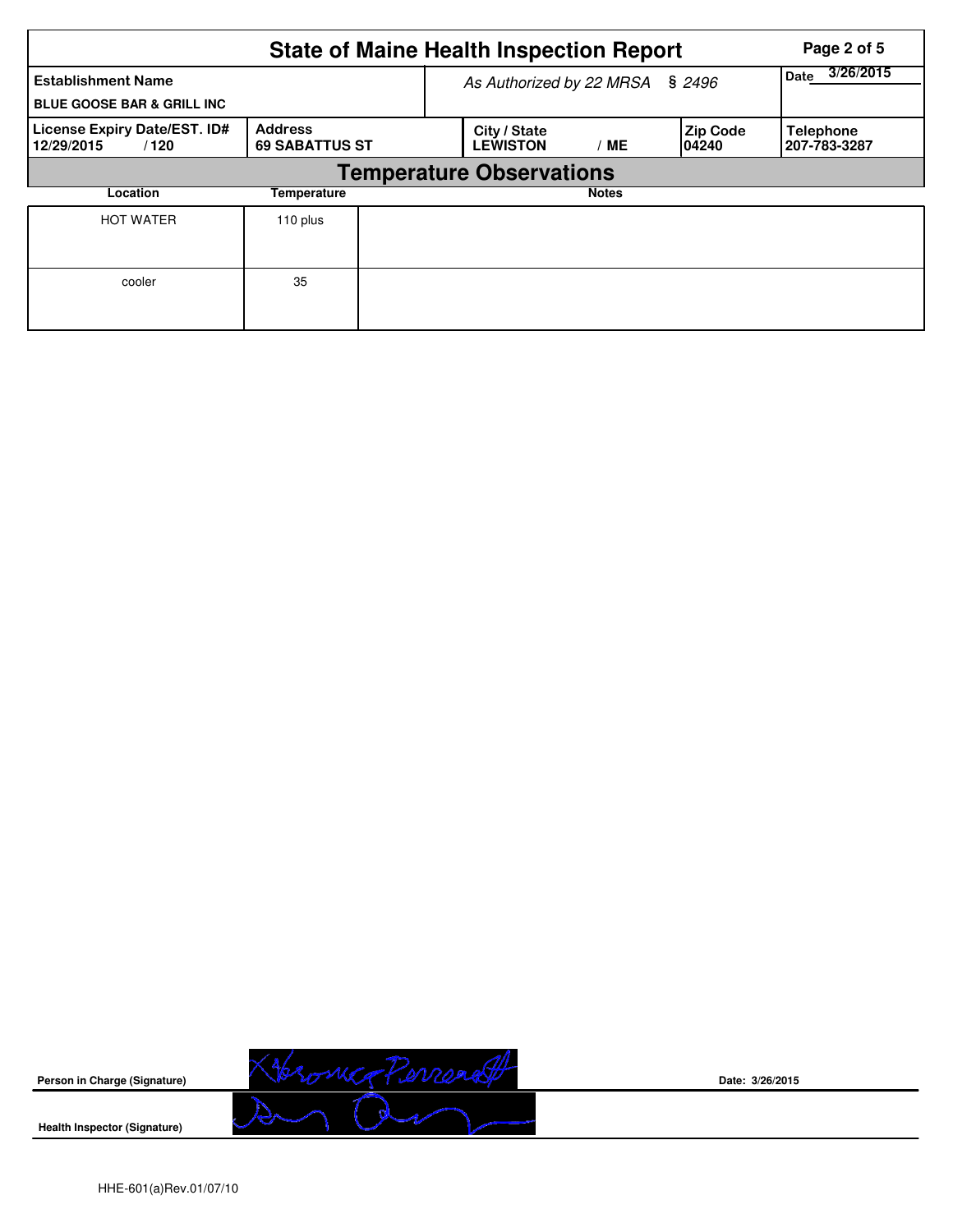# State of Maine Health Inspection Report

| Establishment Name | As Authorized by 22 MRSA § 2496 | Date 3/26/2015 |
|---|---|---|
| BLUE GOOSE BAR & GRILL INC | | |

| License Expiry Date/EST. ID# | Address | City / State | Zip Code | Telephone |
|---|---|---|---|---|
| 12/29/2015 / 120 | 69 SABATTUS ST | LEWISTON / ME | 04240 | 207-783-3287 |

## Temperature Observations

| Location | Temperature | Notes |
|---|---|---|
| HOT WATER | 110 plus | |
| cooler | 35 | |

Person in Charge (Signature)

Date: 3/26/2015

Health Inspector (Signature)

HHE-601(a)Rev.01/07/10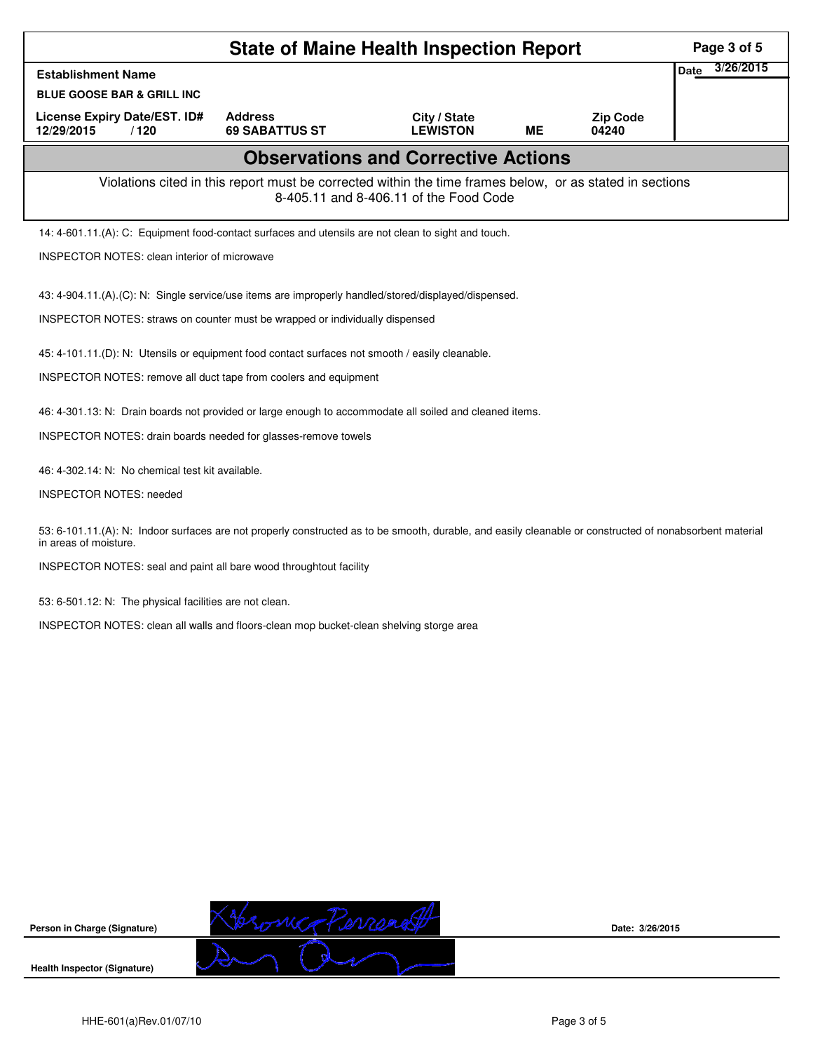# State of Maine Health Inspection Report

| Establishment Name | | | | | Date 3/26/2015 |
|---|---|---|---|---|---|
| BLUE GOOSE BAR & GRILL INC | | | | | |
| License Expiry Date/EST. ID# | Address | City / State | | Zip Code | |
| 12/29/2015 / 120 | 69 SABATTUS ST | LEWISTON | ME | 04240 | |

## Observations and Corrective Actions

Violations cited in this report must be corrected within the time frames below, or as stated in sections 8-405.11 and 8-406.11 of the Food Code

14: 4-601.11.(A): C: Equipment food-contact surfaces and utensils are not clean to sight and touch.

INSPECTOR NOTES: clean interior of microwave

43: 4-904.11.(A).(C): N: Single service/use items are improperly handled/stored/displayed/dispensed.

INSPECTOR NOTES: straws on counter must be wrapped or individually dispensed

45: 4-101.11.(D): N: Utensils or equipment food contact surfaces not smooth / easily cleanable.

INSPECTOR NOTES: remove all duct tape from coolers and equipment

46: 4-301.13: N: Drain boards not provided or large enough to accommodate all soiled and cleaned items.

INSPECTOR NOTES: drain boards needed for glasses-remove towels

46: 4-302.14: N: No chemical test kit available.

INSPECTOR NOTES: needed

53: 6-101.11.(A): N: Indoor surfaces are not properly constructed as to be smooth, durable, and easily cleanable or constructed of nonabsorbent material in areas of moisture.

INSPECTOR NOTES: seal and paint all bare wood throughtout facility

53: 6-501.12: N: The physical facilities are not clean.

INSPECTOR NOTES: clean all walls and floors-clean mop bucket-clean shelving storge area

Person in Charge (Signature) Date: 3/26/2015

Health Inspector (Signature)

HHE-601(a)Rev.01/07/10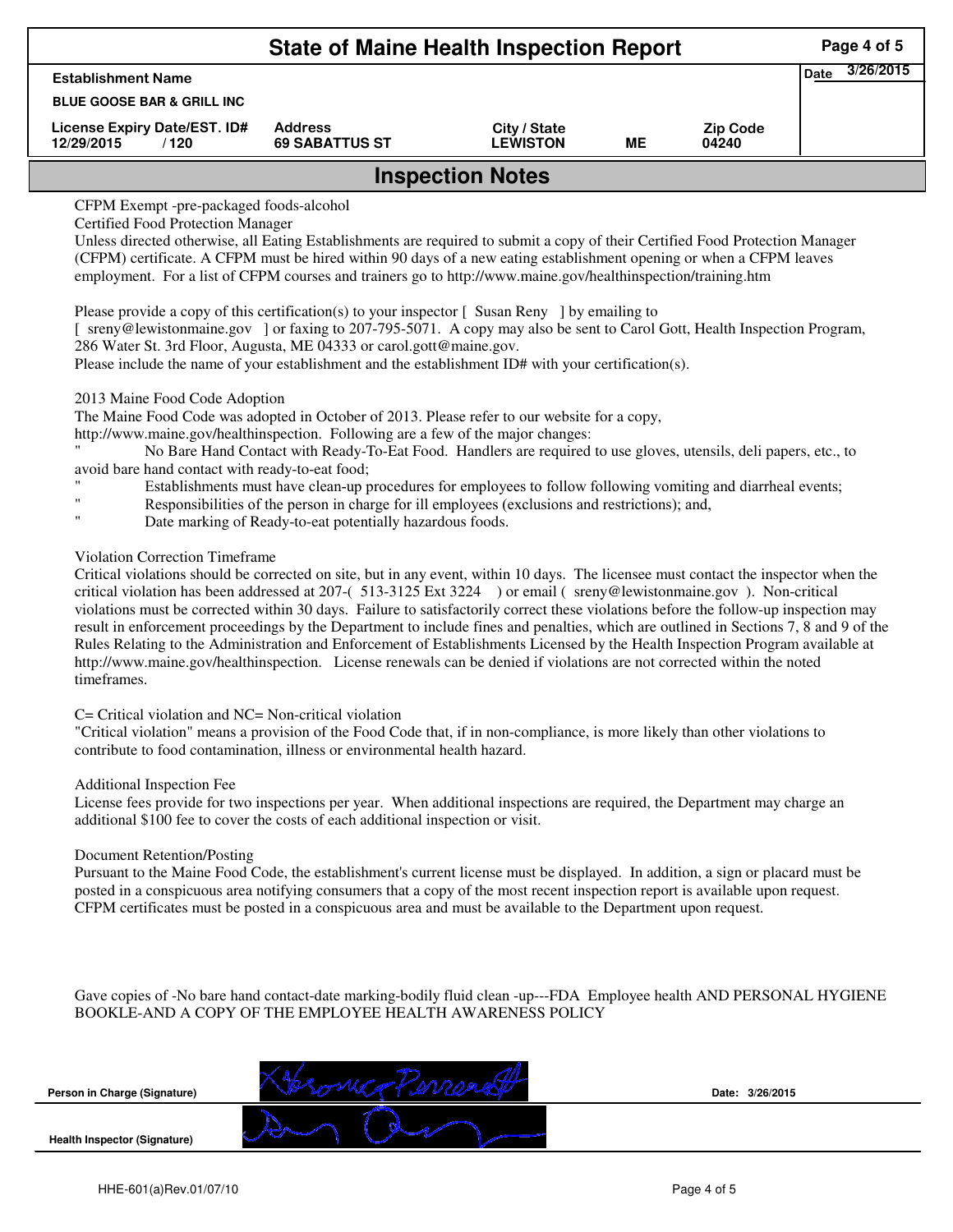# State of Maine Health Inspection Report

| Establishment Name | | | | | Date 3/26/2015 |
|---|---|---|---|---|---|
| BLUE GOOSE BAR & GRILL INC | | | | | |
| License Expiry Date/EST. ID# | Address | City / State | | Zip Code | |
| 12/29/2015 / 120 | 69 SABATTUS ST | LEWISTON | ME | 04240 | |

## Inspection Notes

CFPM Exempt -pre-packaged foods-alcohol

Certified Food Protection Manager

Unless directed otherwise, all Eating Establishments are required to submit a copy of their Certified Food Protection Manager (CFPM) certificate. A CFPM must be hired within 90 days of a new eating establishment opening or when a CFPM leaves employment. For a list of CFPM courses and trainers go to http://www.maine.gov/healthinspection/training.htm

Please provide a copy of this certification(s) to your inspector [ Susan Reny ] by emailing to [ sreny@lewistonmaine.gov ] or faxing to 207-795-5071. A copy may also be sent to Carol Gott, Health Inspection Program, 286 Water St. 3rd Floor, Augusta, ME 04333 or carol.gott@maine.gov.

Please include the name of your establishment and the establishment ID# with your certification(s).

2013 Maine Food Code Adoption

The Maine Food Code was adopted in October of 2013. Please refer to our website for a copy, http://www.maine.gov/healthinspection. Following are a few of the major changes:

" No Bare Hand Contact with Ready-To-Eat Food. Handlers are required to use gloves, utensils, deli papers, etc., to avoid bare hand contact with ready-to-eat food;

" Establishments must have clean-up procedures for employees to follow following vomiting and diarrheal events;

" Responsibilities of the person in charge for ill employees (exclusions and restrictions); and,

" Date marking of Ready-to-eat potentially hazardous foods.

Violation Correction Timeframe

Critical violations should be corrected on site, but in any event, within 10 days. The licensee must contact the inspector when the critical violation has been addressed at 207-( 513-3125 Ext 3224 ) or email ( sreny@lewistonmaine.gov ). Non-critical violations must be corrected within 30 days. Failure to satisfactorily correct these violations before the follow-up inspection may result in enforcement proceedings by the Department to include fines and penalties, which are outlined in Sections 7, 8 and 9 of the Rules Relating to the Administration and Enforcement of Establishments Licensed by the Health Inspection Program available at http://www.maine.gov/healthinspection. License renewals can be denied if violations are not corrected within the noted timeframes.

C= Critical violation and NC= Non-critical violation

"Critical violation" means a provision of the Food Code that, if in non-compliance, is more likely than other violations to contribute to food contamination, illness or environmental health hazard.

Additional Inspection Fee

License fees provide for two inspections per year. When additional inspections are required, the Department may charge an additional $100 fee to cover the costs of each additional inspection or visit.

Document Retention/Posting

Pursuant to the Maine Food Code, the establishment's current license must be displayed. In addition, a sign or placard must be posted in a conspicuous area notifying consumers that a copy of the most recent inspection report is available upon request. CFPM certificates must be posted in a conspicuous area and must be available to the Department upon request.

Gave copies of -No bare hand contact-date marking-bodily fluid clean -up---FDA Employee health AND PERSONAL HYGIENE BOOKLE-AND A COPY OF THE EMPLOYEE HEALTH AWARENESS POLICY

**Person in Charge (Signature)** ____________ **Date:** 3/26/2015

**Health Inspector (Signature)** ____________

HHE-601(a)Rev.01/07/10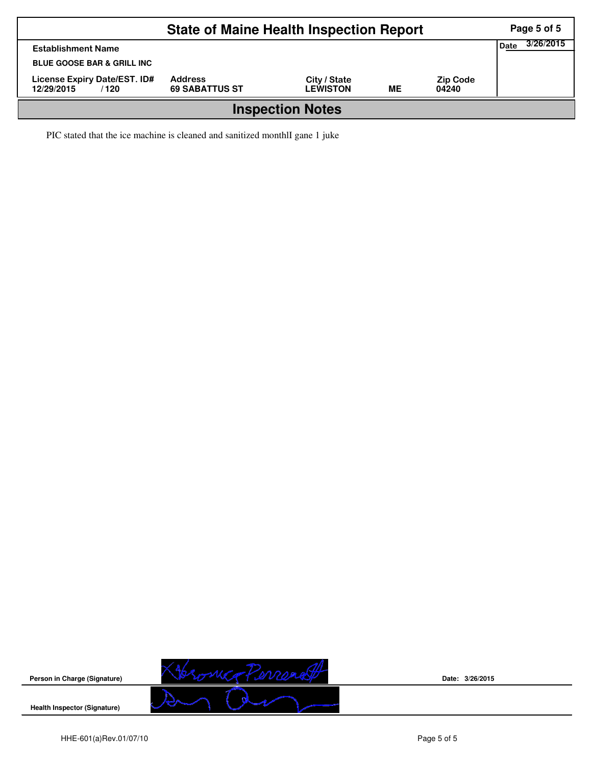# State of Maine Health Inspection Report

| | | | | | |
|---|---|---|---|---|---|
| **Establishment Name** | | | | | **Date** 3/26/2015 |
| **BLUE GOOSE BAR & GRILL INC** | | | | | |
| **License Expiry Date/EST. ID#** 12/29/2015 / 120 | **Address** 69 SABATTUS ST | **City / State** LEWISTON | ME | **Zip Code** 04240 | |

## Inspection Notes

PIC stated that the ice machine is cleaned and sanitized monthlI gane 1 juke

**Person in Charge (Signature)**

**Date:** 3/26/2015

**Health Inspector (Signature)**

HHE-601(a)Rev.01/07/10